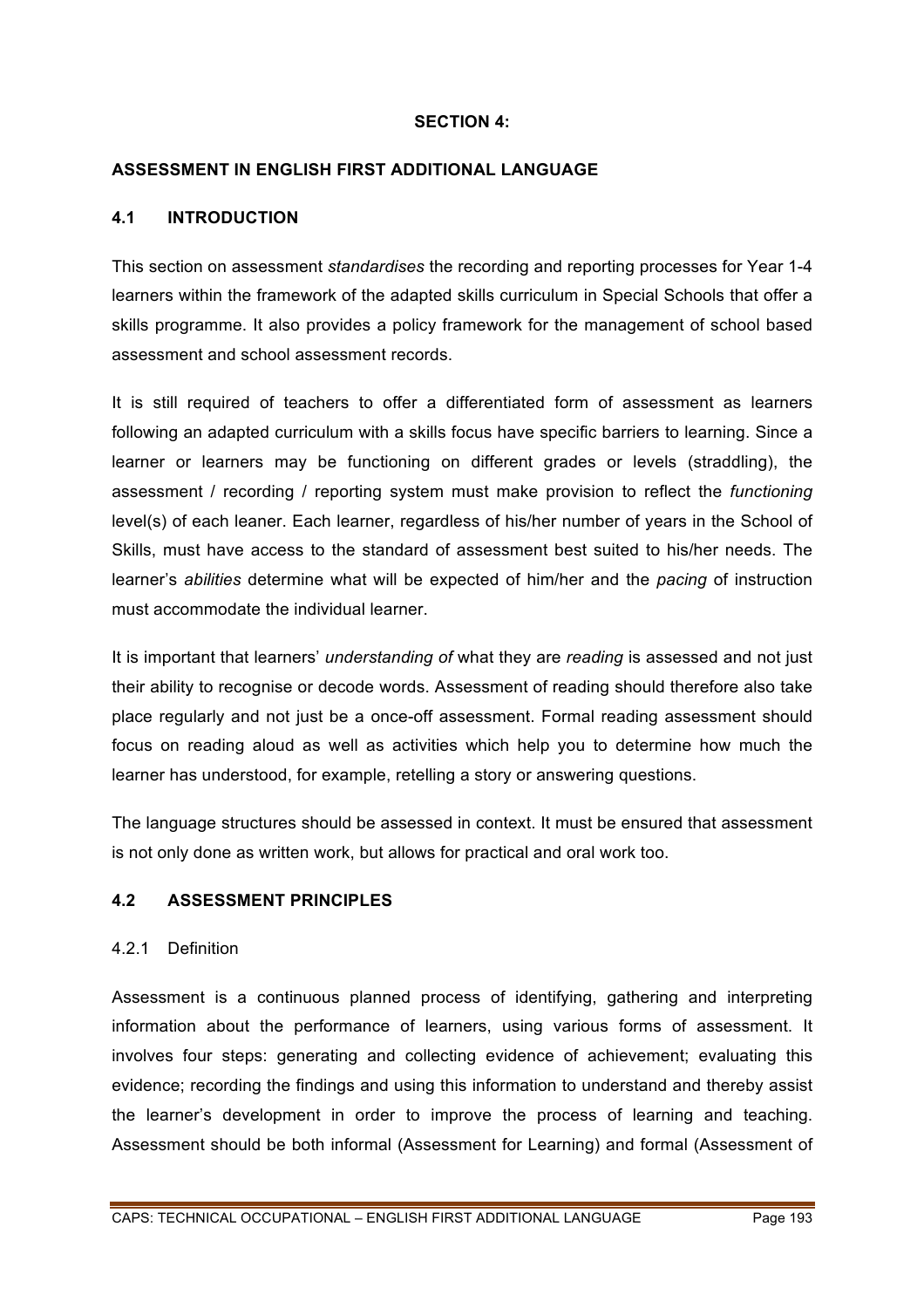## SECTION 4:

## ASSESSMENT IN ENGLISH FIRST ADDITIONAL LANGUAGE

### 4.1 INTRODUCTION

This section on assessment *standardises* the recording and reporting processes for Year 1-4 learners within the framework of the adapted skills curriculum in Special Schools that offer a skills programme. It also provides a policy framework for the management of school based assessment and school assessment records.

It is still required of teachers to offer a differentiated form of assessment as learners following an adapted curriculum with a skills focus have specific barriers to learning. Since a learner or learners may be functioning on different grades or levels (straddling), the assessment / recording / reporting system must make provision to reflect the *functioning* level(s) of each leaner. Each learner, regardless of his/her number of years in the School of Skills, must have access to the standard of assessment best suited to his/her needs. The learner's *abilities* determine what will be expected of him/her and the *pacing* of instruction must accommodate the individual learner.

It is important that learners' *understanding of* what they are *reading* is assessed and not just their ability to recognise or decode words. Assessment of reading should therefore also take place regularly and not just be a once-off assessment. Formal reading assessment should focus on reading aloud as well as activities which help you to determine how much the learner has understood, for example, retelling a story or answering questions.

The language structures should be assessed in context. It must be ensured that assessment is not only done as written work, but allows for practical and oral work too.

### 4.2 ASSESSMENT PRINCIPLES

#### 4.2.1 Definition

Assessment is a continuous planned process of identifying, gathering and interpreting information about the performance of learners, using various forms of assessment. It involves four steps: generating and collecting evidence of achievement; evaluating this evidence; recording the findings and using this information to understand and thereby assist the learner's development in order to improve the process of learning and teaching. Assessment should be both informal (Assessment for Learning) and formal (Assessment of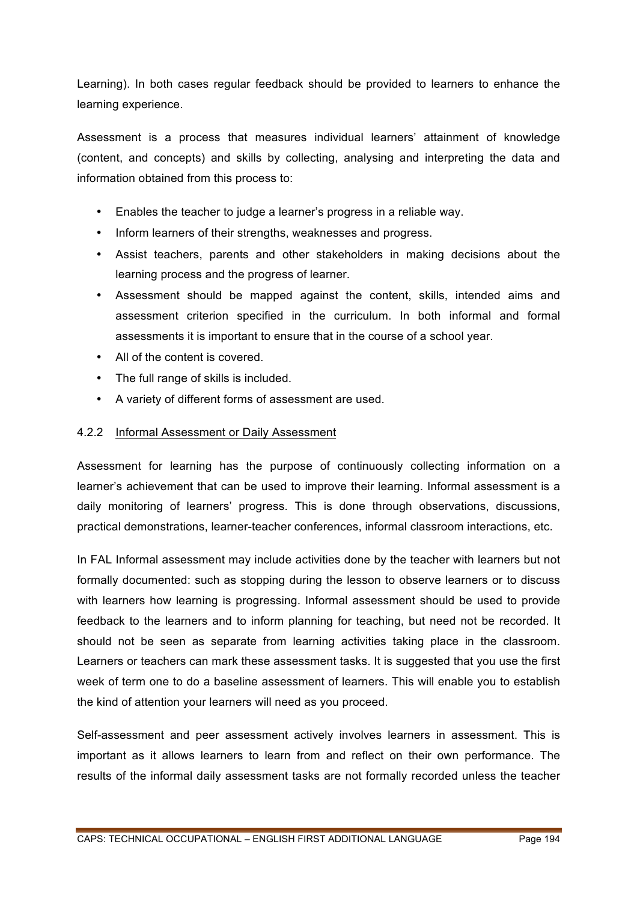Learning). In both cases regular feedback should be provided to learners to enhance the learning experience.

Assessment is a process that measures individual learners' attainment of knowledge (content, and concepts) and skills by collecting, analysing and interpreting the data and information obtained from this process to:

- Enables the teacher to judge a learner's progress in a reliable way.
- Inform learners of their strengths, weaknesses and progress.
- Assist teachers, parents and other stakeholders in making decisions about the learning process and the progress of learner.
- Assessment should be mapped against the content, skills, intended aims and assessment criterion specified in the curriculum. In both informal and formal assessments it is important to ensure that in the course of a school year.
- All of the content is covered.
- The full range of skills is included.
- A variety of different forms of assessment are used.

### 4.2.2 Informal Assessment or Daily Assessment

Assessment for learning has the purpose of continuously collecting information on a learner's achievement that can be used to improve their learning. Informal assessment is a daily monitoring of learners' progress. This is done through observations, discussions, practical demonstrations, learner-teacher conferences, informal classroom interactions, etc.

In FAL Informal assessment may include activities done by the teacher with learners but not formally documented: such as stopping during the lesson to observe learners or to discuss with learners how learning is progressing. Informal assessment should be used to provide feedback to the learners and to inform planning for teaching, but need not be recorded. It should not be seen as separate from learning activities taking place in the classroom. Learners or teachers can mark these assessment tasks. It is suggested that you use the first week of term one to do a baseline assessment of learners. This will enable you to establish the kind of attention your learners will need as you proceed.

Self-assessment and peer assessment actively involves learners in assessment. This is important as it allows learners to learn from and reflect on their own performance. The results of the informal daily assessment tasks are not formally recorded unless the teacher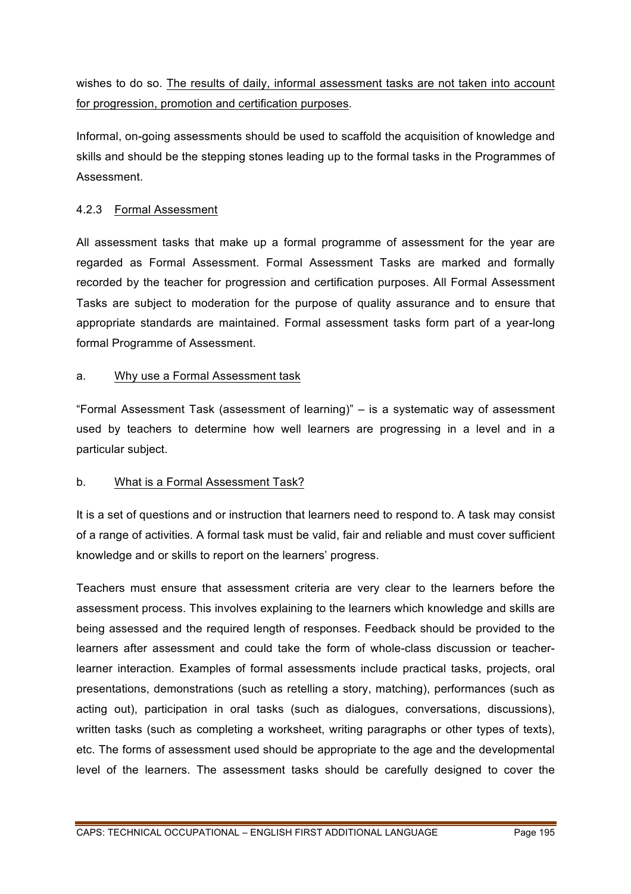wishes to do so. The results of daily, informal assessment tasks are not taken into account for progression, promotion and certification purposes.

Informal, on-going assessments should be used to scaffold the acquisition of knowledge and skills and should be the stepping stones leading up to the formal tasks in the Programmes of Assessment.

### 4.2.3 Formal Assessment

All assessment tasks that make up a formal programme of assessment for the year are regarded as Formal Assessment. Formal Assessment Tasks are marked and formally recorded by the teacher for progression and certification purposes. All Formal Assessment Tasks are subject to moderation for the purpose of quality assurance and to ensure that appropriate standards are maintained. Formal assessment tasks form part of a year-long formal Programme of Assessment.

#### a. Why use a Formal Assessment task

"Formal Assessment Task (assessment of learning)" – is a systematic way of assessment used by teachers to determine how well learners are progressing in a level and in a particular subject.

#### b. What is a Formal Assessment Task?

It is a set of questions and or instruction that learners need to respond to. A task may consist of a range of activities. A formal task must be valid, fair and reliable and must cover sufficient knowledge and or skills to report on the learners' progress.

Teachers must ensure that assessment criteria are very clear to the learners before the assessment process. This involves explaining to the learners which knowledge and skills are being assessed and the required length of responses. Feedback should be provided to the learners after assessment and could take the form of whole-class discussion or teacher-learner interaction. Examples of formal assessments include practical tasks, projects, oral presentations, demonstrations (such as retelling a story, matching), performances (such as acting out), participation in oral tasks (such as dialogues, conversations, discussions), written tasks (such as completing a worksheet, writing paragraphs or other types of texts), etc. The forms of assessment used should be appropriate to the age and the developmental level of the learners. The assessment tasks should be carefully designed to cover the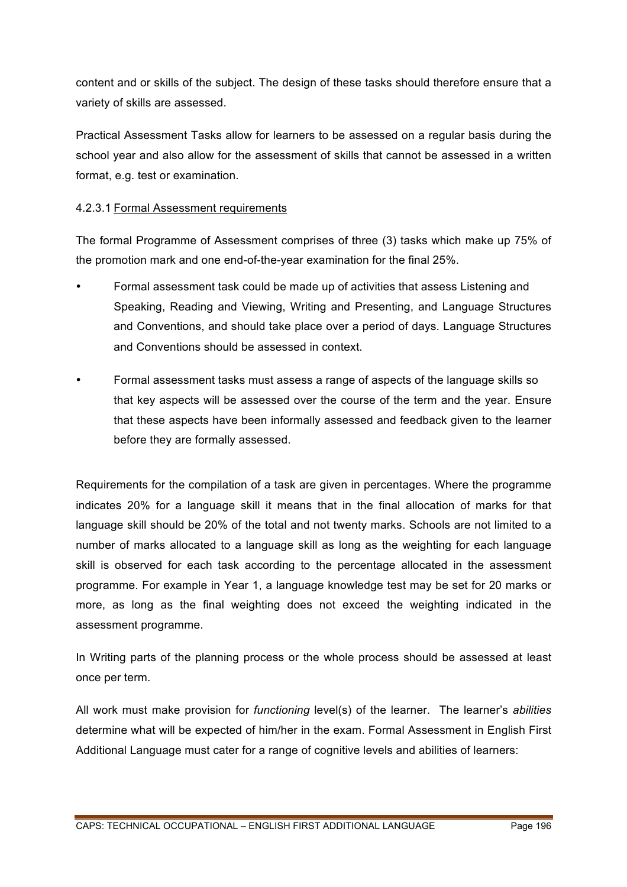content and or skills of the subject. The design of these tasks should therefore ensure that a variety of skills are assessed.

Practical Assessment Tasks allow for learners to be assessed on a regular basis during the school year and also allow for the assessment of skills that cannot be assessed in a written format, e.g. test or examination.

4.2.3.1 <u>Formal Assessment requirements</u>

The formal Programme of Assessment comprises of three (3) tasks which make up 75% of the promotion mark and one end-of-the-year examination for the final 25%.

- Formal assessment task could be made up of activities that assess Listening and Speaking, Reading and Viewing, Writing and Presenting, and Language Structures and Conventions, and should take place over a period of days. Language Structures and Conventions should be assessed in context.
- Formal assessment tasks must assess a range of aspects of the language skills so that key aspects will be assessed over the course of the term and the year. Ensure that these aspects have been informally assessed and feedback given to the learner before they are formally assessed.

Requirements for the compilation of a task are given in percentages. Where the programme indicates 20% for a language skill it means that in the final allocation of marks for that language skill should be 20% of the total and not twenty marks. Schools are not limited to a number of marks allocated to a language skill as long as the weighting for each language skill is observed for each task according to the percentage allocated in the assessment programme. For example in Year 1, a language knowledge test may be set for 20 marks or more, as long as the final weighting does not exceed the weighting indicated in the assessment programme.

In Writing parts of the planning process or the whole process should be assessed at least once per term.

All work must make provision for *functioning* level(s) of the learner. The learner's *abilities* determine what will be expected of him/her in the exam. Formal Assessment in English First Additional Language must cater for a range of cognitive levels and abilities of learners: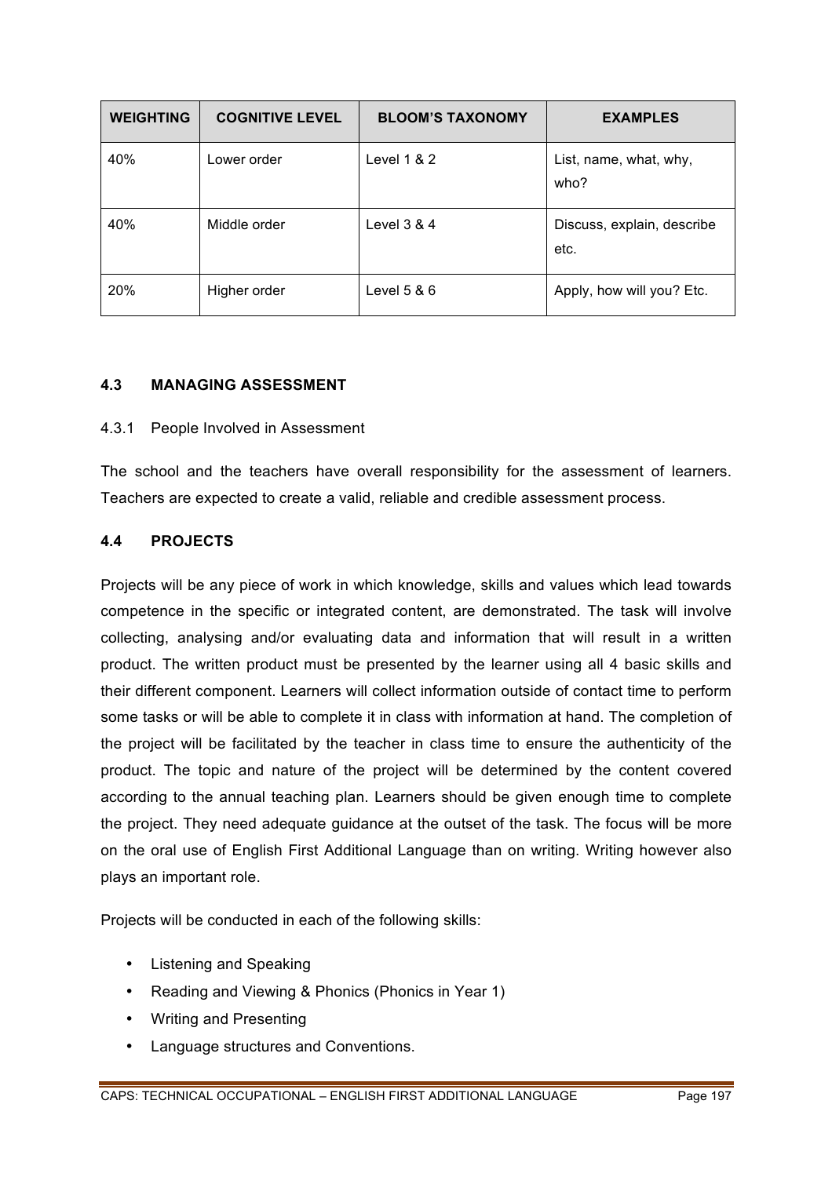| WEIGHTING | COGNITIVE LEVEL | BLOOM'S TAXONOMY | EXAMPLES |
|---|---|---|---|
| 40% | Lower order | Level 1 & 2 | List, name, what, why, who? |
| 40% | Middle order | Level 3 & 4 | Discuss, explain, describe etc. |
| 20% | Higher order | Level 5 & 6 | Apply, how will you? Etc. |

## 4.3 MANAGING ASSESSMENT

### 4.3.1 People Involved in Assessment

The school and the teachers have overall responsibility for the assessment of learners. Teachers are expected to create a valid, reliable and credible assessment process.

## 4.4 PROJECTS

Projects will be any piece of work in which knowledge, skills and values which lead towards competence in the specific or integrated content, are demonstrated. The task will involve collecting, analysing and/or evaluating data and information that will result in a written product. The written product must be presented by the learner using all 4 basic skills and their different component. Learners will collect information outside of contact time to perform some tasks or will be able to complete it in class with information at hand. The completion of the project will be facilitated by the teacher in class time to ensure the authenticity of the product. The topic and nature of the project will be determined by the content covered according to the annual teaching plan. Learners should be given enough time to complete the project. They need adequate guidance at the outset of the task. The focus will be more on the oral use of English First Additional Language than on writing. Writing however also plays an important role.

Projects will be conducted in each of the following skills:

- Listening and Speaking
- Reading and Viewing & Phonics (Phonics in Year 1)
- Writing and Presenting
- Language structures and Conventions.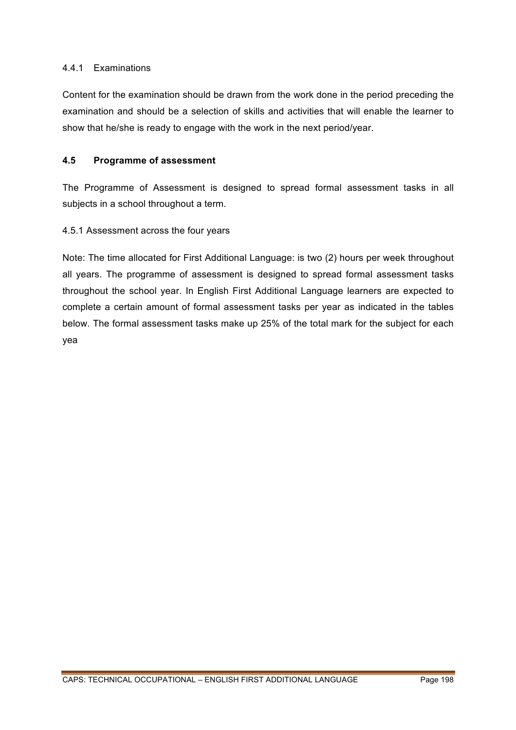#### 4.4.1 Examinations

Content for the examination should be drawn from the work done in the period preceding the examination and should be a selection of skills and activities that will enable the learner to show that he/she is ready to engage with the work in the next period/year.

### 4.5 Programme of assessment

The Programme of Assessment is designed to spread formal assessment tasks in all subjects in a school throughout a term.

#### 4.5.1 Assessment across the four years

Note: The time allocated for First Additional Language: is two (2) hours per week throughout all years. The programme of assessment is designed to spread formal assessment tasks throughout the school year. In English First Additional Language learners are expected to complete a certain amount of formal assessment tasks per year as indicated in the tables below. The formal assessment tasks make up 25% of the total mark for the subject for each yea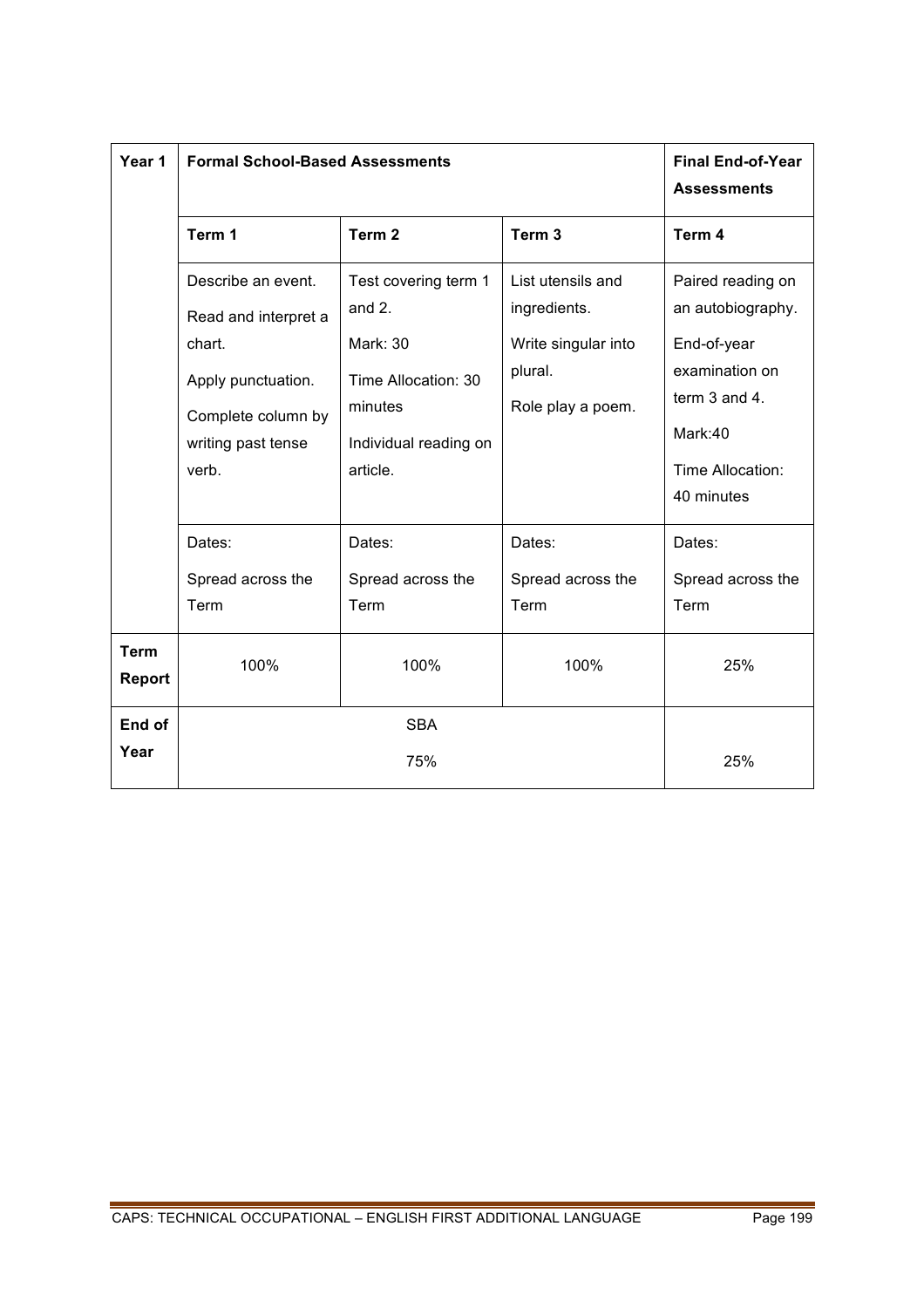| Year 1 | Formal School-Based Assessments | | | Final End-of-Year Assessments |
|---|---|---|---|---|
| | **Term 1** | **Term 2** | **Term 3** | **Term 4** |
| | Describe an event.<br>Read and interpret a chart.<br>Apply punctuation.<br>Complete column by writing past tense verb. | Test covering term 1 and 2.<br>Mark: 30<br>Time Allocation: 30 minutes<br>Individual reading on article. | List utensils and ingredients.<br>Write singular into plural.<br>Role play a poem. | Paired reading on an autobiography.<br>End-of-year examination on term 3 and 4.<br>Mark:40<br>Time Allocation: 40 minutes |
| | Dates:<br>Spread across the Term | Dates:<br>Spread across the Term | Dates:<br>Spread across the Term | Dates:<br>Spread across the Term |
| **Term Report** | 100% | 100% | 100% | 25% |
| **End of Year** | SBA<br>75% | | | 25% |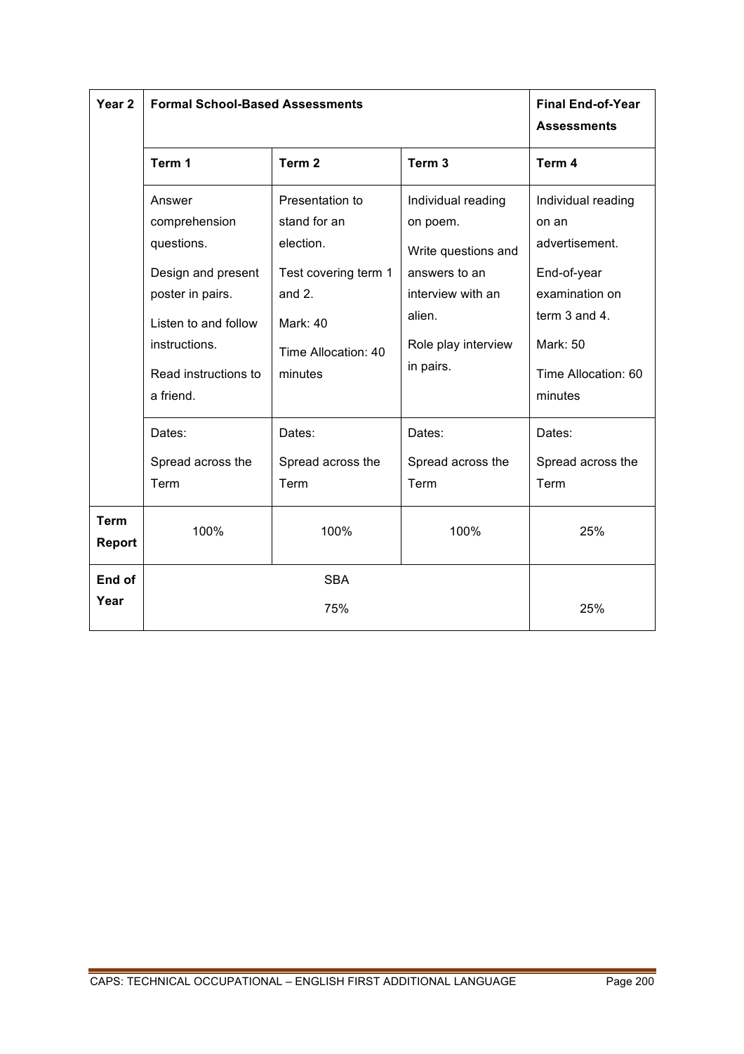| Year 2 | Formal School-Based Assessments | | | Final End-of-Year Assessments |
|---|---|---|---|---|
| | **Term 1** | **Term 2** | **Term 3** | **Term 4** |
| | Answer comprehension questions.<br><br>Design and present poster in pairs.<br><br>Listen to and follow instructions.<br><br>Read instructions to a friend. | Presentation to stand for an election.<br><br>Test covering term 1 and 2.<br><br>Mark: 40<br><br>Time Allocation: 40 minutes | Individual reading on poem.<br><br>Write questions and answers to an interview with an alien.<br><br>Role play interview in pairs. | Individual reading on an advertisement.<br><br>End-of-year examination on term 3 and 4.<br><br>Mark: 50<br><br>Time Allocation: 60 minutes |
| | Dates:<br><br>Spread across the Term | Dates:<br><br>Spread across the Term | Dates:<br><br>Spread across the Term | Dates:<br><br>Spread across the Term |
| **Term Report** | 100% | 100% | 100% | 25% |
| **End of Year** | SBA<br><br>75% | | | 25% |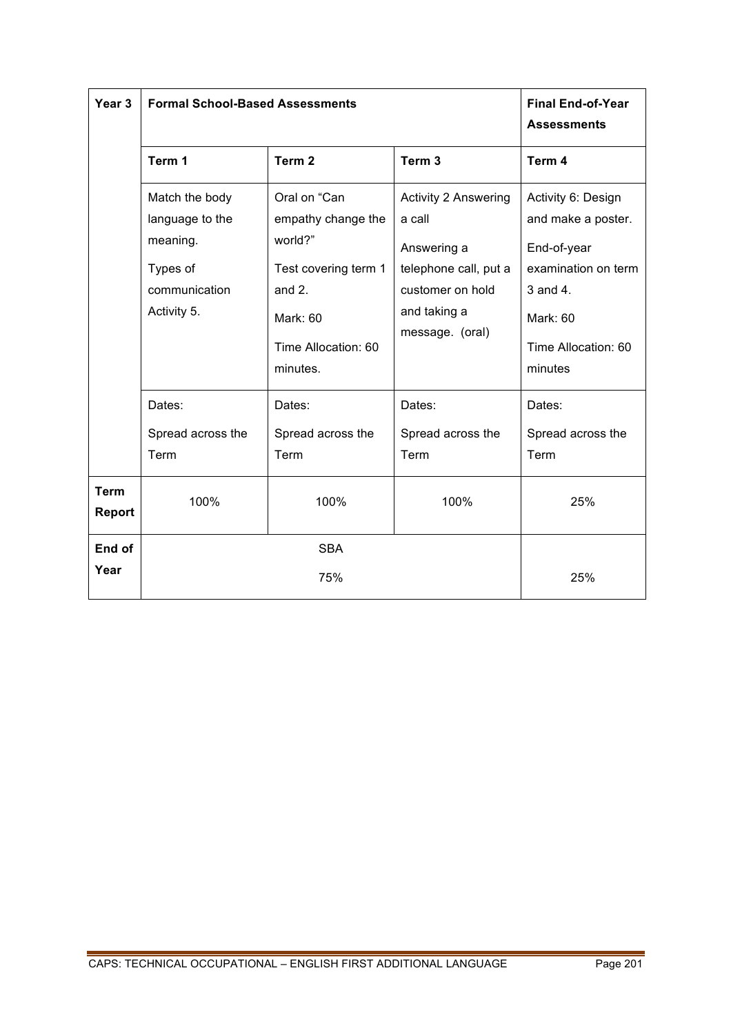| Year 3 | Formal School-Based Assessments | | | Final End-of-Year Assessments |
|---|---|---|---|---|
| | **Term 1** | **Term 2** | **Term 3** | **Term 4** |
| | Match the body language to the meaning.<br><br>Types of communication Activity 5. | Oral on "Can empathy change the world?"<br><br>Test covering term 1 and 2.<br><br>Mark: 60<br><br>Time Allocation: 60 minutes. | Activity 2 Answering a call<br><br>Answering a telephone call, put a customer on hold and taking a message. (oral) | Activity 6: Design and make a poster.<br><br>End-of-year examination on term 3 and 4.<br><br>Mark: 60<br><br>Time Allocation: 60 minutes |
| | Dates:<br><br>Spread across the Term | Dates:<br><br>Spread across the Term | Dates:<br><br>Spread across the Term | Dates:<br><br>Spread across the Term |
| **Term Report** | 100% | 100% | 100% | 25% |
| **End of Year** | SBA<br><br>75% | | | 25% |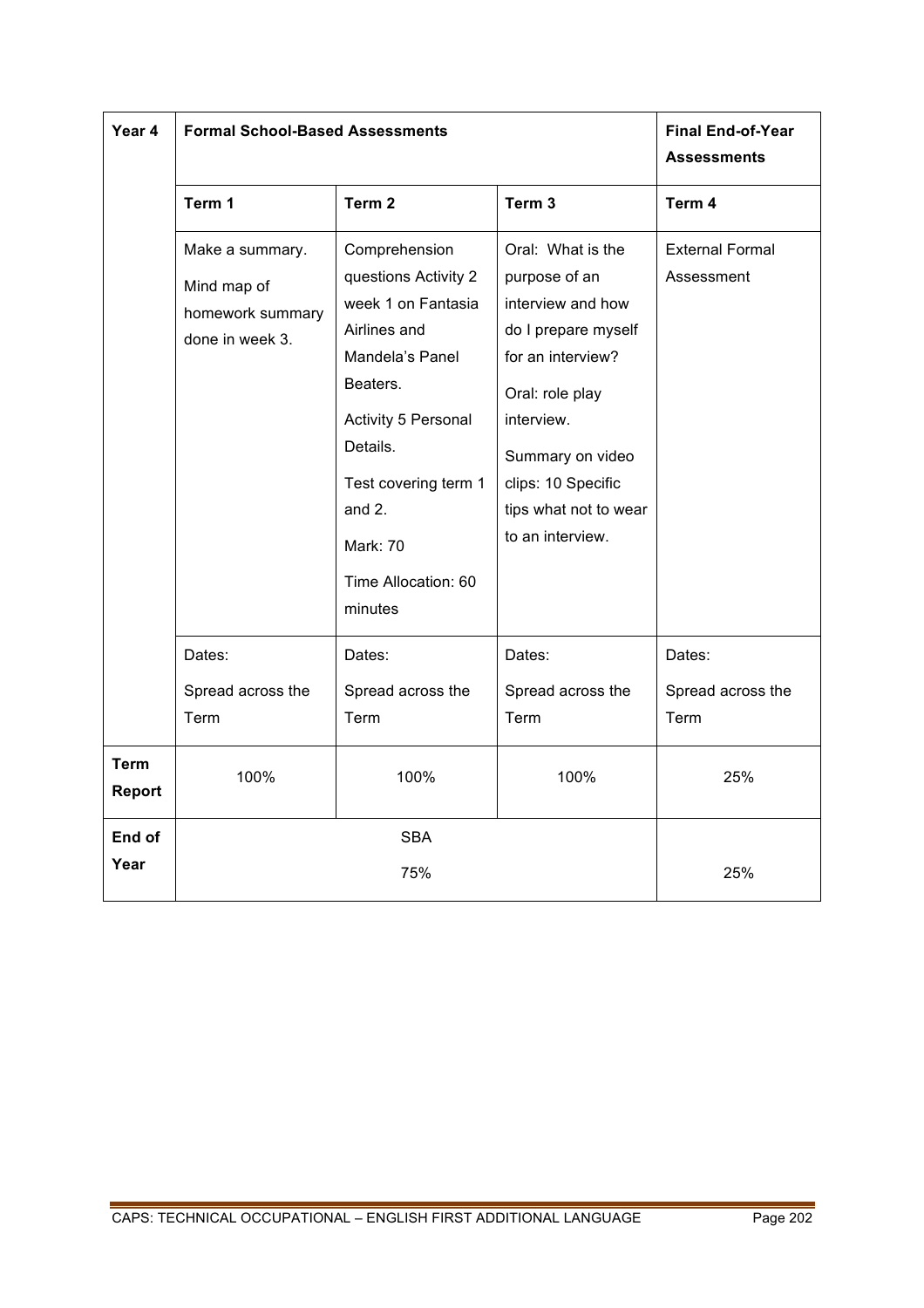| Year 4 | Formal School-Based Assessments | | | Final End-of-Year Assessments |
|---|---|---|---|---|
| | **Term 1** | **Term 2** | **Term 3** | **Term 4** |
| | Make a summary.<br><br>Mind map of homework summary done in week 3. | Comprehension questions Activity 2 week 1 on Fantasia Airlines and Mandela's Panel Beaters.<br><br>Activity 5 Personal Details.<br><br>Test covering term 1 and 2.<br><br>Mark: 70<br><br>Time Allocation: 60 minutes | Oral: What is the purpose of an interview and how do I prepare myself for an interview?<br><br>Oral: role play interview.<br><br>Summary on video clips: 10 Specific tips what not to wear to an interview. | External Formal Assessment |
| | Dates:<br><br>Spread across the Term | Dates:<br><br>Spread across the Term | Dates:<br><br>Spread across the Term | Dates:<br><br>Spread across the Term |
| **Term Report** | 100% | 100% | 100% | 25% |
| **End of Year** | SBA<br><br>75% | | | 25% |